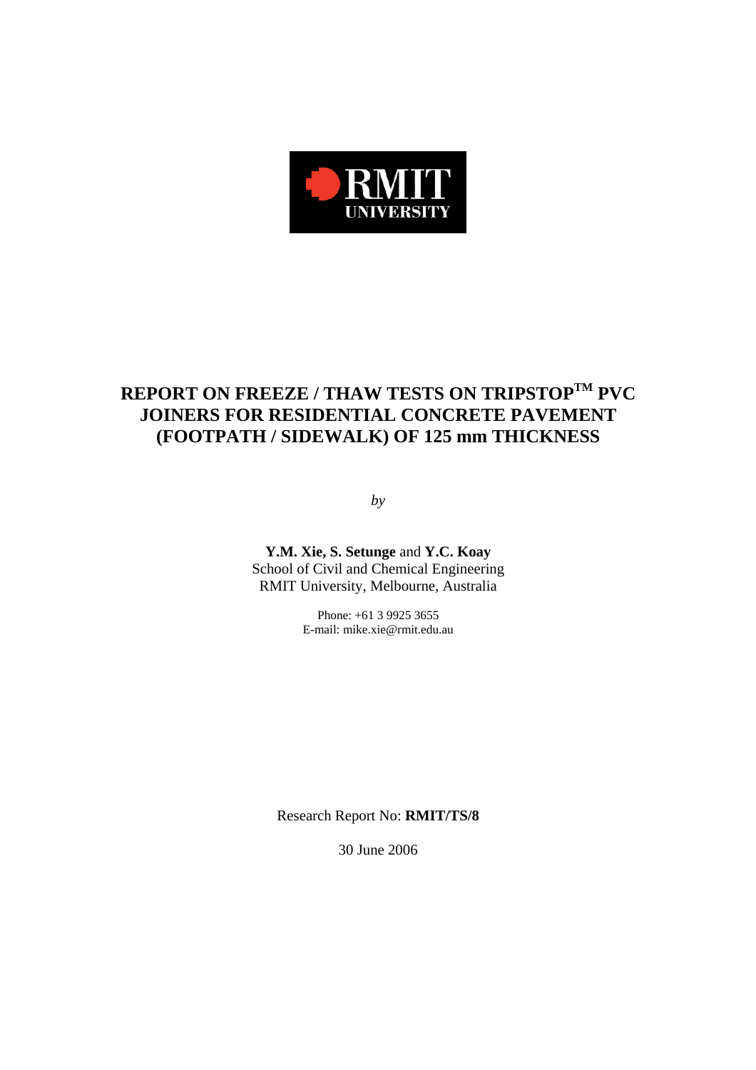# REPORT ON FREEZE / THAW TESTS ON TRIPSTOP$^{TM}$ PVC JOINERS FOR RESIDENTIAL CONCRETE PAVEMENT (FOOTPATH / SIDEWALK) OF 125 mm THICKNESS

*by*

**Y.M. Xie, S. Setunge** and **Y.C. Koay**
School of Civil and Chemical Engineering
RMIT University, Melbourne, Australia

Phone: +61 3 9925 3655
E-mail: mike.xie@rmit.edu.au

Research Report No: **RMIT/TS/8**

30 June 2006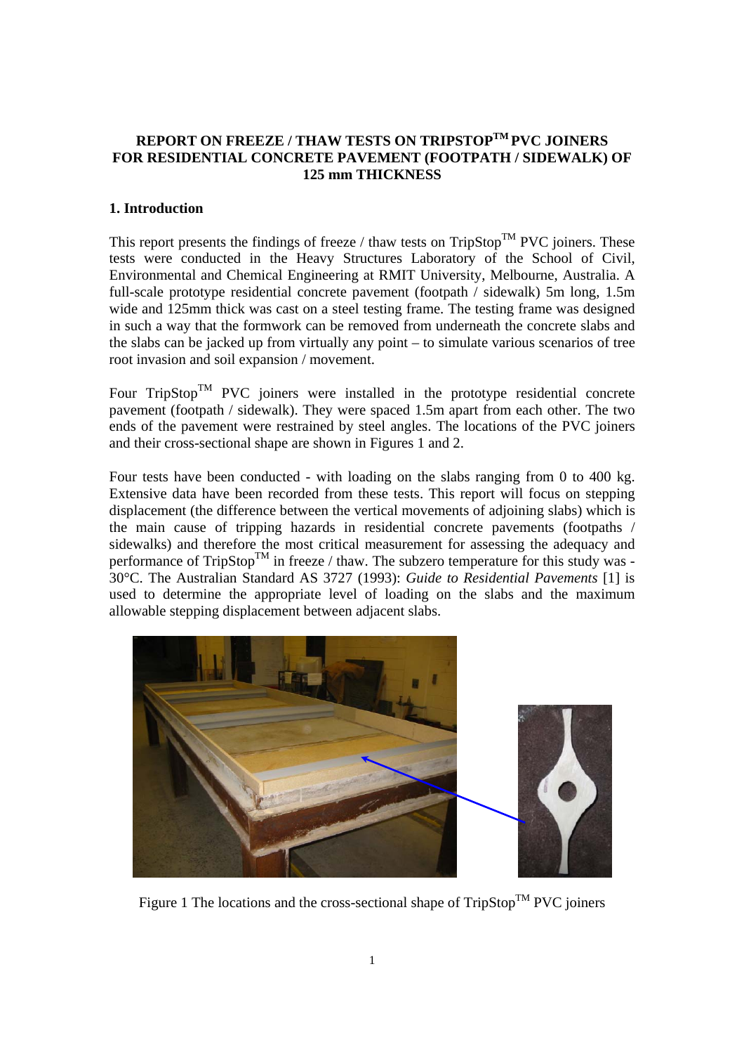**REPORT ON FREEZE / THAW TESTS ON TRIPSTOP$^{TM}$ PVC JOINERS FOR RESIDENTIAL CONCRETE PAVEMENT (FOOTPATH / SIDEWALK) OF 125 mm THICKNESS**

## 1. Introduction

This report presents the findings of freeze / thaw tests on TripStop$^{TM}$ PVC joiners. These tests were conducted in the Heavy Structures Laboratory of the School of Civil, Environmental and Chemical Engineering at RMIT University, Melbourne, Australia. A full-scale prototype residential concrete pavement (footpath / sidewalk) 5m long, 1.5m wide and 125mm thick was cast on a steel testing frame. The testing frame was designed in such a way that the formwork can be removed from underneath the concrete slabs and the slabs can be jacked up from virtually any point – to simulate various scenarios of tree root invasion and soil expansion / movement.

Four TripStop$^{TM}$ PVC joiners were installed in the prototype residential concrete pavement (footpath / sidewalk). They were spaced 1.5m apart from each other. The two ends of the pavement were restrained by steel angles. The locations of the PVC joiners and their cross-sectional shape are shown in Figures 1 and 2.

Four tests have been conducted - with loading on the slabs ranging from 0 to 400 kg. Extensive data have been recorded from these tests. This report will focus on stepping displacement (the difference between the vertical movements of adjoining slabs) which is the main cause of tripping hazards in residential concrete pavements (footpaths / sidewalks) and therefore the most critical measurement for assessing the adequacy and performance of TripStop$^{TM}$ in freeze / thaw. The subzero temperature for this study was -30°C. The Australian Standard AS 3727 (1993): *Guide to Residential Pavements* [1] is used to determine the appropriate level of loading on the slabs and the maximum allowable stepping displacement between adjacent slabs.

Figure 1 The locations and the cross-sectional shape of TripStop$^{TM}$ PVC joiners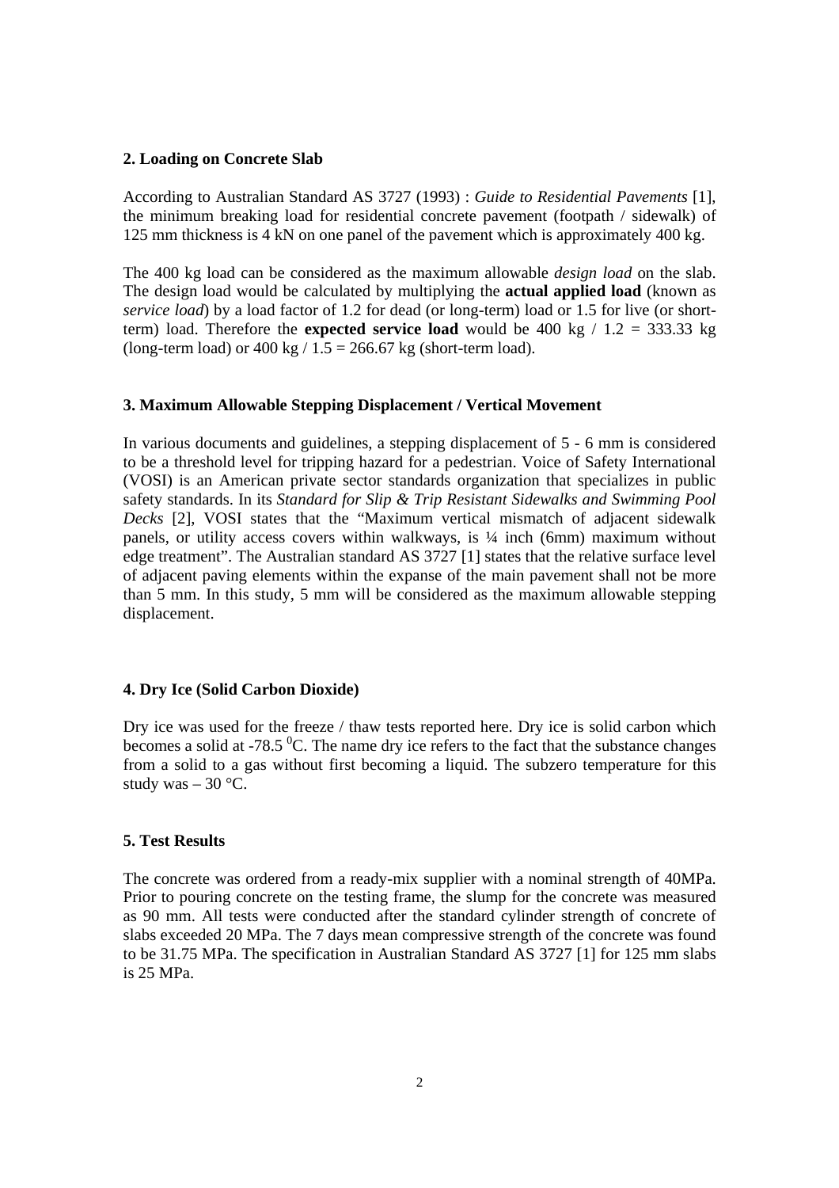## 2. Loading on Concrete Slab

According to Australian Standard AS 3727 (1993) : *Guide to Residential Pavements* [1], the minimum breaking load for residential concrete pavement (footpath / sidewalk) of 125 mm thickness is 4 kN on one panel of the pavement which is approximately 400 kg.

The 400 kg load can be considered as the maximum allowable *design load* on the slab. The design load would be calculated by multiplying the **actual applied load** (known as *service load*) by a load factor of 1.2 for dead (or long-term) load or 1.5 for live (or short-term) load. Therefore the **expected service load** would be 400 kg / 1.2 = 333.33 kg (long-term load) or 400 kg / 1.5 = 266.67 kg (short-term load).

## 3. Maximum Allowable Stepping Displacement / Vertical Movement

In various documents and guidelines, a stepping displacement of 5 - 6 mm is considered to be a threshold level for tripping hazard for a pedestrian. Voice of Safety International (VOSI) is an American private sector standards organization that specializes in public safety standards. In its *Standard for Slip & Trip Resistant Sidewalks and Swimming Pool Decks* [2], VOSI states that the "Maximum vertical mismatch of adjacent sidewalk panels, or utility access covers within walkways, is ¼ inch (6mm) maximum without edge treatment". The Australian standard AS 3727 [1] states that the relative surface level of adjacent paving elements within the expanse of the main pavement shall not be more than 5 mm. In this study, 5 mm will be considered as the maximum allowable stepping displacement.

## 4. Dry Ice (Solid Carbon Dioxide)

Dry ice was used for the freeze / thaw tests reported here. Dry ice is solid carbon which becomes a solid at -78.5 $^0$C. The name dry ice refers to the fact that the substance changes from a solid to a gas without first becoming a liquid. The subzero temperature for this study was – 30 °C.

## 5. Test Results

The concrete was ordered from a ready-mix supplier with a nominal strength of 40MPa. Prior to pouring concrete on the testing frame, the slump for the concrete was measured as 90 mm. All tests were conducted after the standard cylinder strength of concrete of slabs exceeded 20 MPa. The 7 days mean compressive strength of the concrete was found to be 31.75 MPa. The specification in Australian Standard AS 3727 [1] for 125 mm slabs is 25 MPa.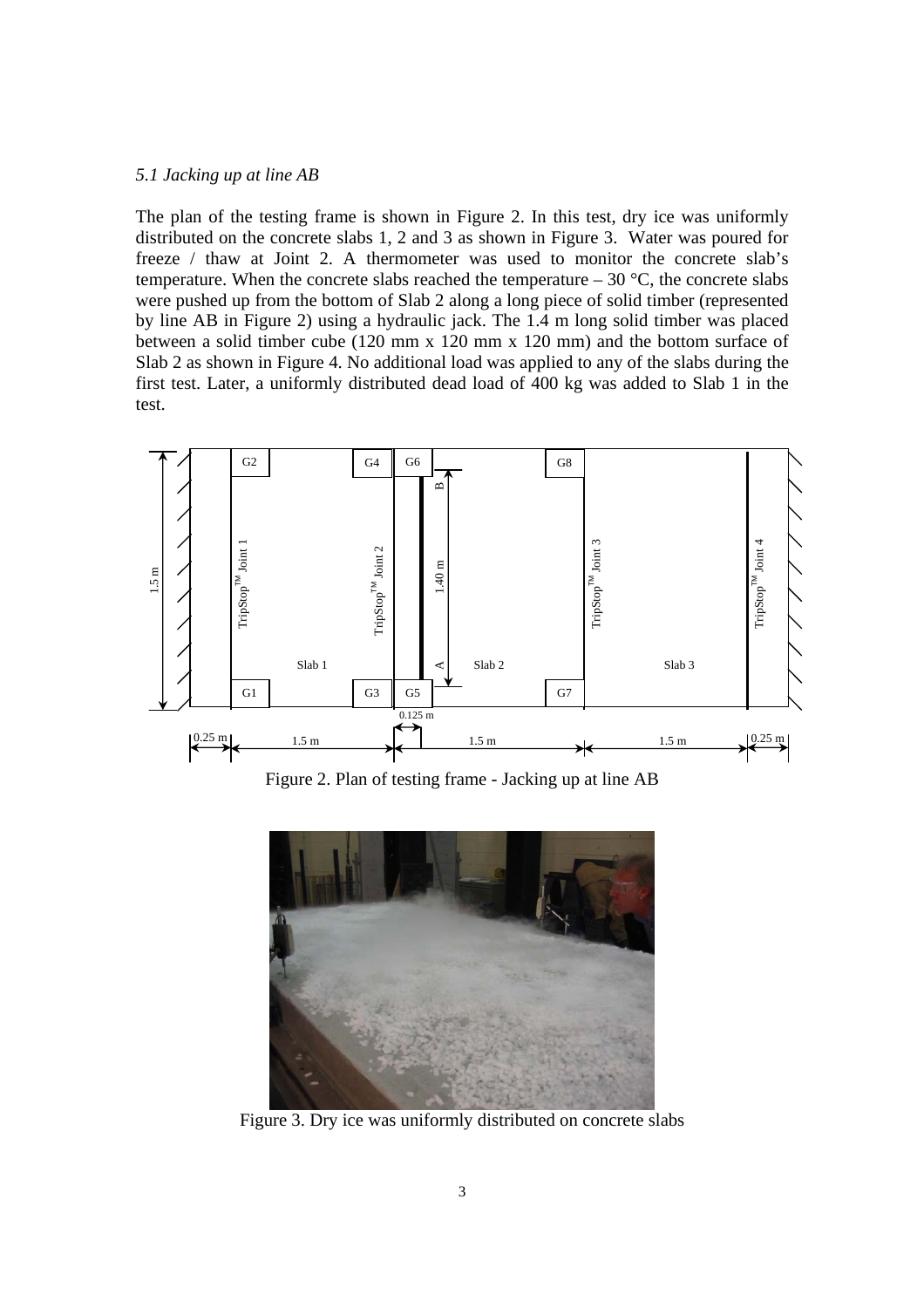*5.1 Jacking up at line AB*

The plan of the testing frame is shown in Figure 2. In this test, dry ice was uniformly distributed on the concrete slabs 1, 2 and 3 as shown in Figure 3. Water was poured for freeze / thaw at Joint 2. A thermometer was used to monitor the concrete slab's temperature. When the concrete slabs reached the temperature – 30 °C, the concrete slabs were pushed up from the bottom of Slab 2 along a long piece of solid timber (represented by line AB in Figure 2) using a hydraulic jack. The 1.4 m long solid timber was placed between a solid timber cube (120 mm x 120 mm x 120 mm) and the bottom surface of Slab 2 as shown in Figure 4. No additional load was applied to any of the slabs during the first test. Later, a uniformly distributed dead load of 400 kg was added to Slab 1 in the test.

Figure 2. Plan of testing frame - Jacking up at line AB

Figure 3. Dry ice was uniformly distributed on concrete slabs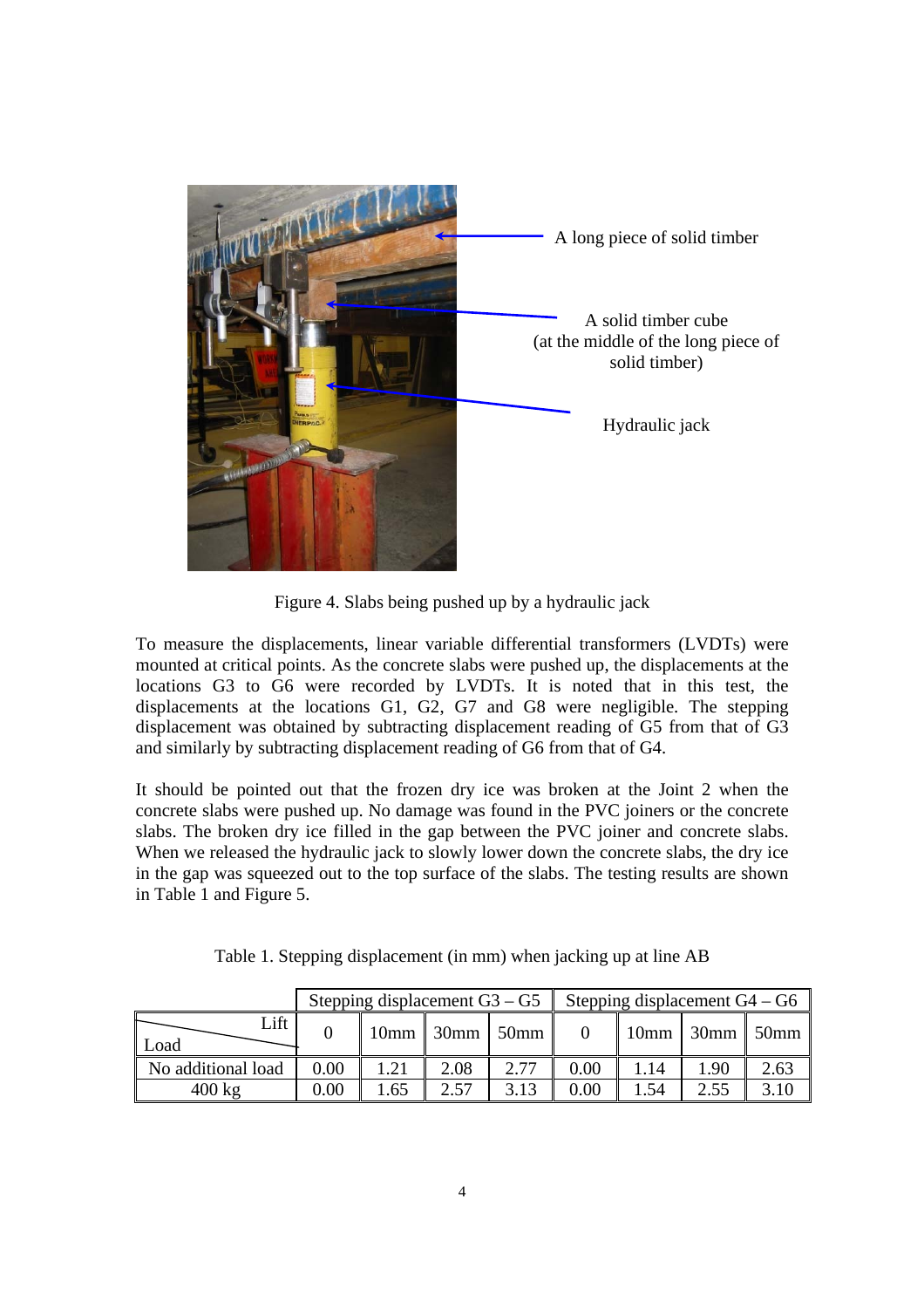A long piece of solid timber

A solid timber cube
(at the middle of the long piece of solid timber)

Hydraulic jack

Figure 4. Slabs being pushed up by a hydraulic jack

To measure the displacements, linear variable differential transformers (LVDTs) were mounted at critical points. As the concrete slabs were pushed up, the displacements at the locations G3 to G6 were recorded by LVDTs. It is noted that in this test, the displacements at the locations G1, G2, G7 and G8 were negligible. The stepping displacement was obtained by subtracting displacement reading of G5 from that of G3 and similarly by subtracting displacement reading of G6 from that of G4.

It should be pointed out that the frozen dry ice was broken at the Joint 2 when the concrete slabs were pushed up. No damage was found in the PVC joiners or the concrete slabs. The broken dry ice filled in the gap between the PVC joiner and concrete slabs. When we released the hydraulic jack to slowly lower down the concrete slabs, the dry ice in the gap was squeezed out to the top surface of the slabs. The testing results are shown in Table 1 and Figure 5.

Table 1. Stepping displacement (in mm) when jacking up at line AB

| | Stepping displacement G3 – G5 | | | | Stepping displacement G4 – G6 | | | |
|---|---|---|---|---|---|---|---|---|
| Load \ Lift | 0 | 10mm | 30mm | 50mm | 0 | 10mm | 30mm | 50mm |
| No additional load | 0.00 | 1.21 | 2.08 | 2.77 | 0.00 | 1.14 | 1.90 | 2.63 |
| 400 kg | 0.00 | 1.65 | 2.57 | 3.13 | 0.00 | 1.54 | 2.55 | 3.10 |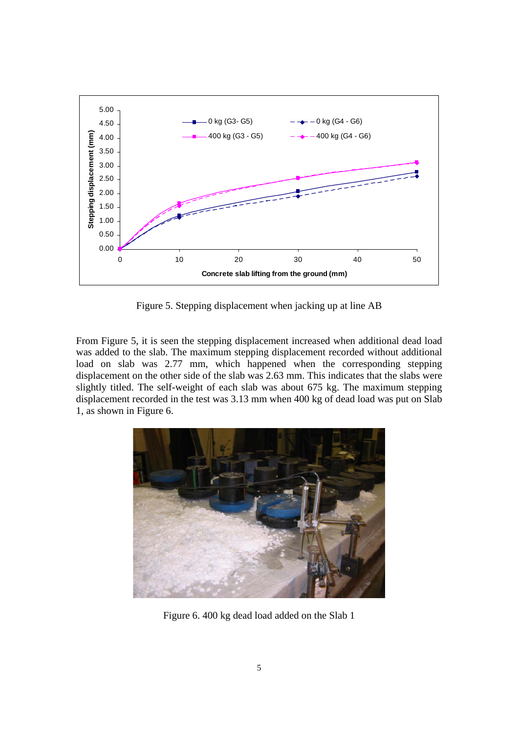Figure 5. Stepping displacement when jacking up at line AB

From Figure 5, it is seen the stepping displacement increased when additional dead load was added to the slab. The maximum stepping displacement recorded without additional load on slab was 2.77 mm, which happened when the corresponding stepping displacement on the other side of the slab was 2.63 mm. This indicates that the slabs were slightly titled. The self-weight of each slab was about 675 kg. The maximum stepping displacement recorded in the test was 3.13 mm when 400 kg of dead load was put on Slab 1, as shown in Figure 6.

Figure 6. 400 kg dead load added on the Slab 1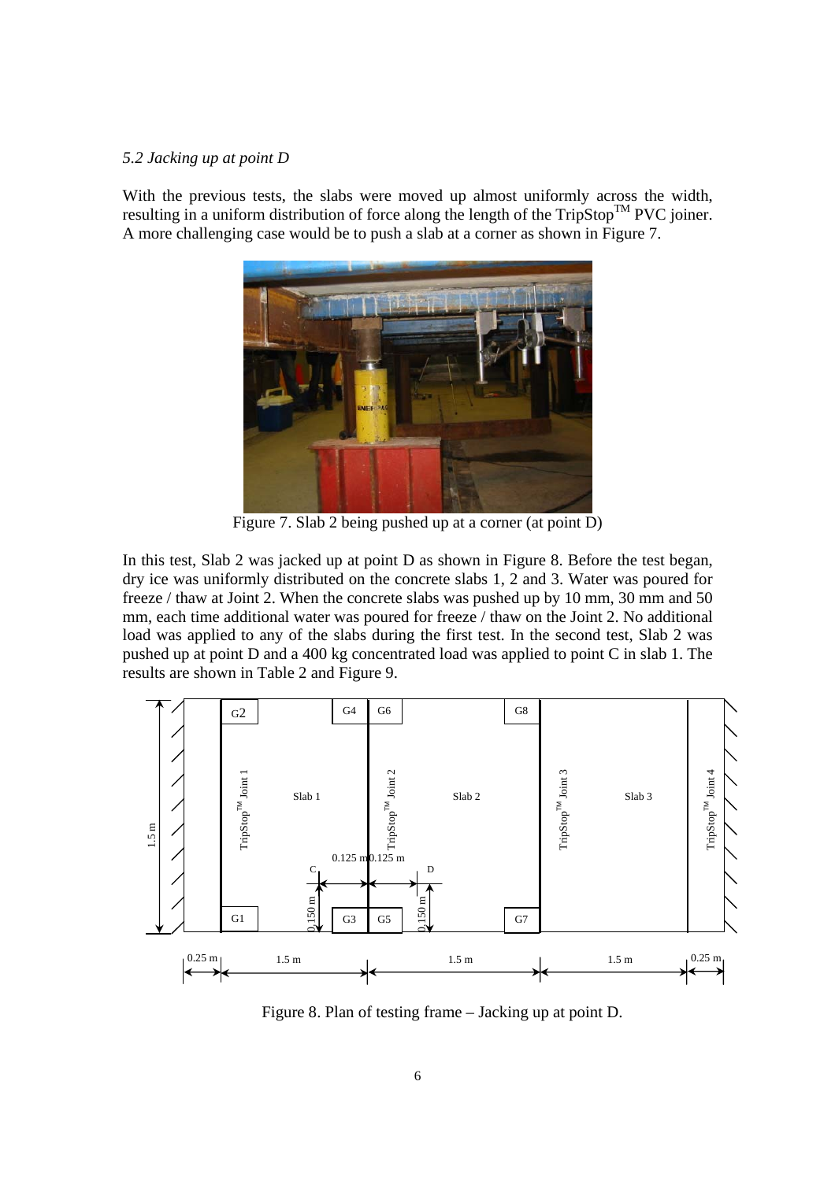*5.2 Jacking up at point D*

With the previous tests, the slabs were moved up almost uniformly across the width, resulting in a uniform distribution of force along the length of the TripStop[TM] PVC joiner. A more challenging case would be to push a slab at a corner as shown in Figure 7.

Figure 7. Slab 2 being pushed up at a corner (at point D)

In this test, Slab 2 was jacked up at point D as shown in Figure 8. Before the test began, dry ice was uniformly distributed on the concrete slabs 1, 2 and 3. Water was poured for freeze / thaw at Joint 2. When the concrete slabs was pushed up by 10 mm, 30 mm and 50 mm, each time additional water was poured for freeze / thaw on the Joint 2. No additional load was applied to any of the slabs during the first test. In the second test, Slab 2 was pushed up at point D and a 400 kg concentrated load was applied to point C in slab 1. The results are shown in Table 2 and Figure 9.

Figure 8. Plan of testing frame – Jacking up at point D.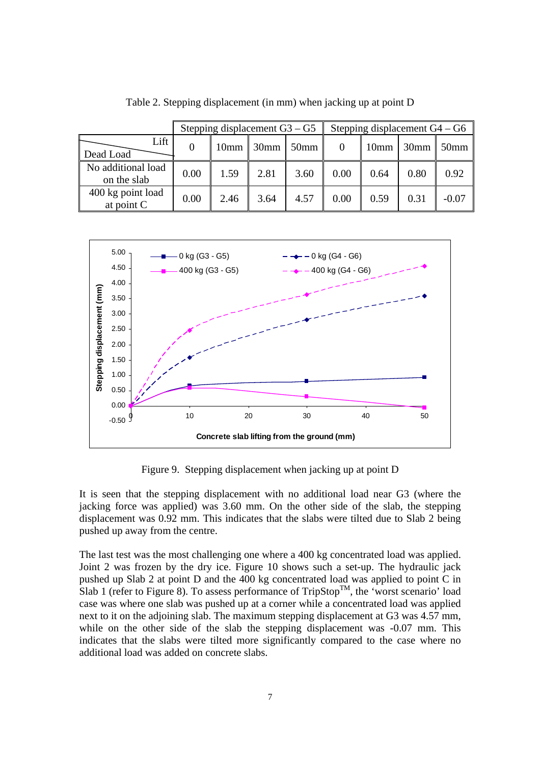Table 2. Stepping displacement (in mm) when jacking up at point D

| Lift / Dead Load | Stepping displacement G3 – G5 | | | | Stepping displacement G4 – G6 | | | |
|---|---|---|---|---|---|---|---|---|
| | 0 | 10mm | 30mm | 50mm | 0 | 10mm | 30mm | 50mm |
| No additional load on the slab | 0.00 | 1.59 | 2.81 | 3.60 | 0.00 | 0.64 | 0.80 | 0.92 |
| 400 kg point load at point C | 0.00 | 2.46 | 3.64 | 4.57 | 0.00 | 0.59 | 0.31 | -0.07 |

Figure 9. Stepping displacement when jacking up at point D

It is seen that the stepping displacement with no additional load near G3 (where the jacking force was applied) was 3.60 mm. On the other side of the slab, the stepping displacement was 0.92 mm. This indicates that the slabs were tilted due to Slab 2 being pushed up away from the centre.

The last test was the most challenging one where a 400 kg concentrated load was applied. Joint 2 was frozen by the dry ice. Figure 10 shows such a set-up. The hydraulic jack pushed up Slab 2 at point D and the 400 kg concentrated load was applied to point C in Slab 1 (refer to Figure 8). To assess performance of TripStop$^{TM}$, the 'worst scenario' load case was where one slab was pushed up at a corner while a concentrated load was applied next to it on the adjoining slab. The maximum stepping displacement at G3 was 4.57 mm, while on the other side of the slab the stepping displacement was -0.07 mm. This indicates that the slabs were tilted more significantly compared to the case where no additional load was added on concrete slabs.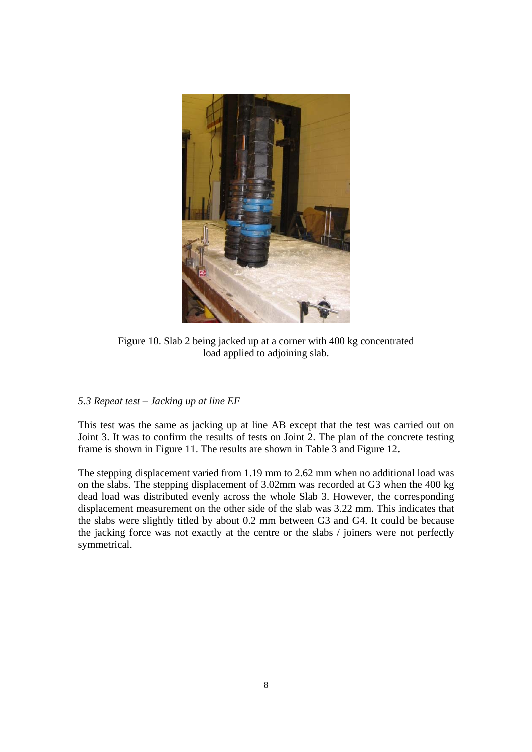Figure 10. Slab 2 being jacked up at a corner with 400 kg concentrated load applied to adjoining slab.

*5.3 Repeat test – Jacking up at line EF*

This test was the same as jacking up at line AB except that the test was carried out on Joint 3. It was to confirm the results of tests on Joint 2. The plan of the concrete testing frame is shown in Figure 11. The results are shown in Table 3 and Figure 12.

The stepping displacement varied from 1.19 mm to 2.62 mm when no additional load was on the slabs. The stepping displacement of 3.02mm was recorded at G3 when the 400 kg dead load was distributed evenly across the whole Slab 3. However, the corresponding displacement measurement on the other side of the slab was 3.22 mm. This indicates that the slabs were slightly titled by about 0.2 mm between G3 and G4. It could be because the jacking force was not exactly at the centre or the slabs / joiners were not perfectly symmetrical.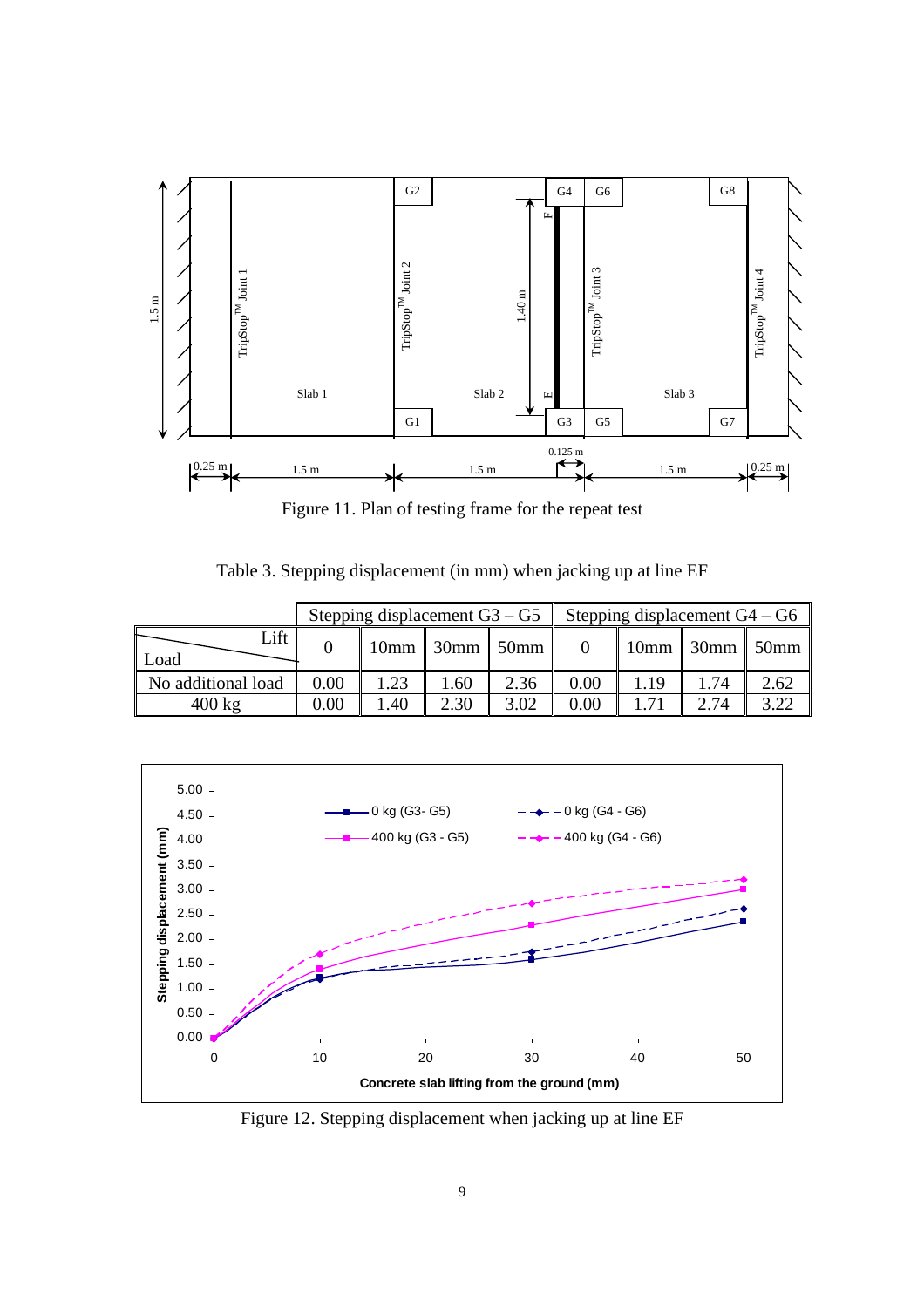Figure 11. Plan of testing frame for the repeat test

Table 3. Stepping displacement (in mm) when jacking up at line EF

| Load \ Lift | Stepping displacement G3 – G5 | | | | Stepping displacement G4 – G6 | | | |
|---|---|---|---|---|---|---|---|---|
| | 0 | 10mm | 30mm | 50mm | 0 | 10mm | 30mm | 50mm |
| No additional load | 0.00 | 1.23 | 1.60 | 2.36 | 0.00 | 1.19 | 1.74 | 2.62 |
| 400 kg | 0.00 | 1.40 | 2.30 | 3.02 | 0.00 | 1.71 | 2.74 | 3.22 |

Figure 12. Stepping displacement when jacking up at line EF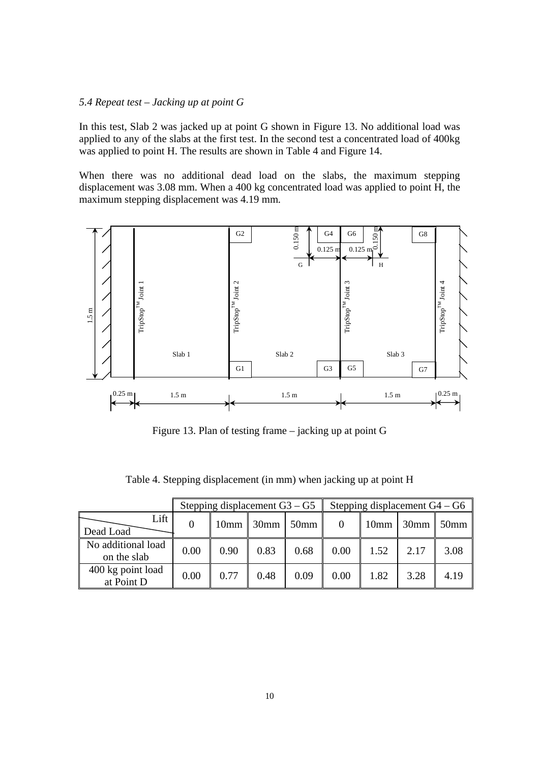*5.4 Repeat test – Jacking up at point G*

In this test, Slab 2 was jacked up at point G shown in Figure 13. No additional load was applied to any of the slabs at the first test. In the second test a concentrated load of 400kg was applied to point H. The results are shown in Table 4 and Figure 14.

When there was no additional dead load on the slabs, the maximum stepping displacement was 3.08 mm. When a 400 kg concentrated load was applied to point H, the maximum stepping displacement was 4.19 mm.

Figure 13. Plan of testing frame – jacking up at point G

Table 4. Stepping displacement (in mm) when jacking up at point H

| Dead Load \ Lift | Stepping displacement G3 – G5 | | | | Stepping displacement G4 – G6 | | | |
|---|---|---|---|---|---|---|---|---|
| | 0 | 10mm | 30mm | 50mm | 0 | 10mm | 30mm | 50mm |
| No additional load on the slab | 0.00 | 0.90 | 0.83 | 0.68 | 0.00 | 1.52 | 2.17 | 3.08 |
| 400 kg point load at Point D | 0.00 | 0.77 | 0.48 | 0.09 | 0.00 | 1.82 | 3.28 | 4.19 |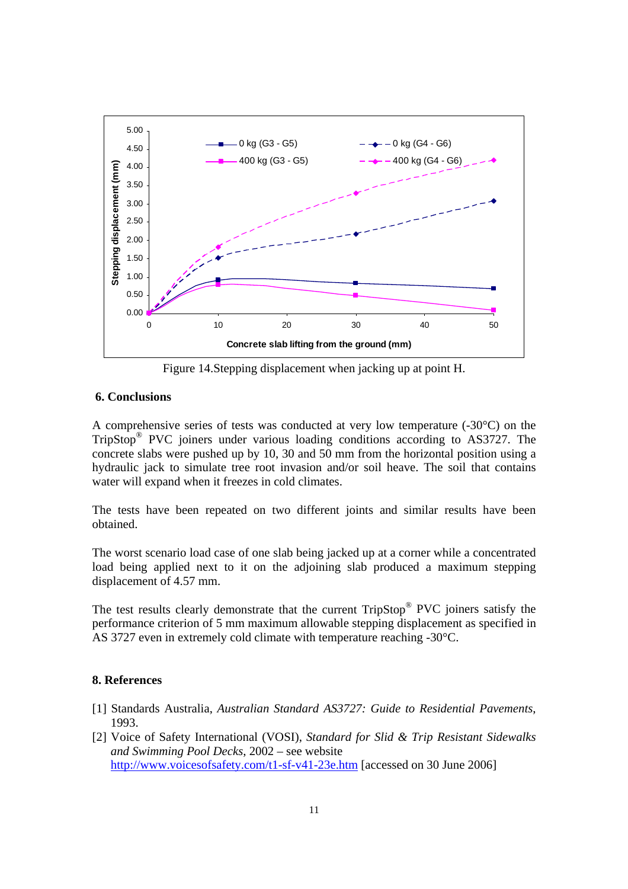Figure 14.Stepping displacement when jacking up at point H.

## 6. Conclusions

A comprehensive series of tests was conducted at very low temperature (-30°C) on the TripStop® PVC joiners under various loading conditions according to AS3727. The concrete slabs were pushed up by 10, 30 and 50 mm from the horizontal position using a hydraulic jack to simulate tree root invasion and/or soil heave. The soil that contains water will expand when it freezes in cold climates.

The tests have been repeated on two different joints and similar results have been obtained.

The worst scenario load case of one slab being jacked up at a corner while a concentrated load being applied next to it on the adjoining slab produced a maximum stepping displacement of 4.57 mm.

The test results clearly demonstrate that the current TripStop® PVC joiners satisfy the performance criterion of 5 mm maximum allowable stepping displacement as specified in AS 3727 even in extremely cold climate with temperature reaching -30°C.

## 8. References

[1] Standards Australia, *Australian Standard AS3727: Guide to Residential Pavements*, 1993.

[2] Voice of Safety International (VOSI), *Standard for Slid & Trip Resistant Sidewalks and Swimming Pool Decks*, 2002 – see website http://www.voicesofsafety.com/t1-sf-v41-23e.htm [accessed on 30 June 2006]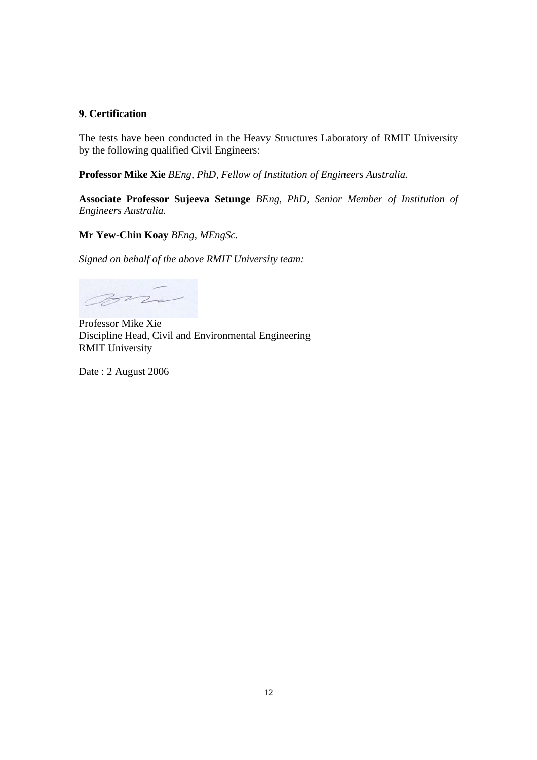## 9. Certification

The tests have been conducted in the Heavy Structures Laboratory of RMIT University by the following qualified Civil Engineers:

**Professor Mike Xie** *BEng, PhD, Fellow of Institution of Engineers Australia.*

**Associate Professor Sujeeva Setunge** *BEng, PhD, Senior Member of Institution of Engineers Australia.*

**Mr Yew-Chin Koay** *BEng, MEngSc.*

*Signed on behalf of the above RMIT University team:*

Professor Mike Xie
Discipline Head, Civil and Environmental Engineering
RMIT University

Date : 2 August 2006